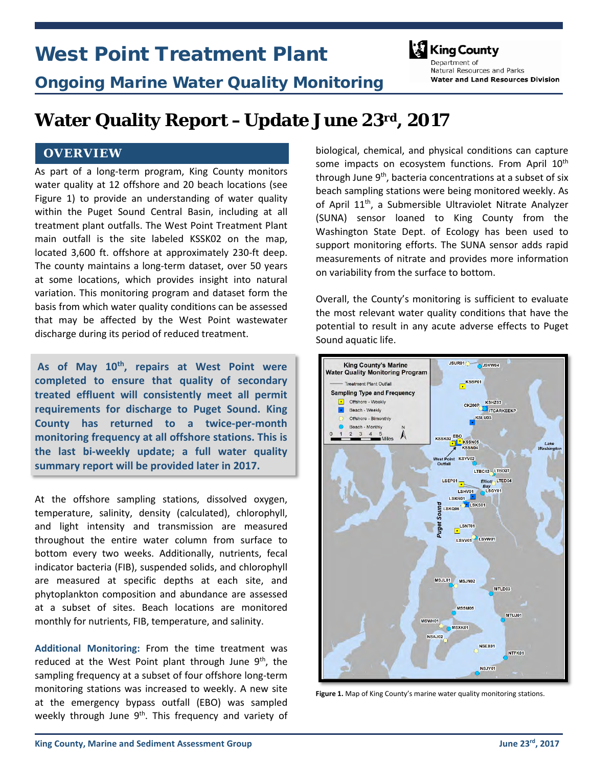# West Point Treatment Plant

## Ongoing Marine Water Quality Monitoring

King County
Department of Natural Resources and Parks
**Water and Land Resources Division**

# Water Quality Report – Update June 23rd, 2017

## OVERVIEW

As part of a long-term program, King County monitors water quality at 12 offshore and 20 beach locations (see Figure 1) to provide an understanding of water quality within the Puget Sound Central Basin, including at all treatment plant outfalls. The West Point Treatment Plant main outfall is the site labeled KSSK02 on the map, located 3,600 ft. offshore at approximately 230-ft deep. The county maintains a long-term dataset, over 50 years at some locations, which provides insight into natural variation. This monitoring program and dataset form the basis from which water quality conditions can be assessed that may be affected by the West Point wastewater discharge during its period of reduced treatment.

**As of May 10th, repairs at West Point were completed to ensure that quality of secondary treated effluent will consistently meet all permit requirements for discharge to Puget Sound. King County has returned to a twice-per-month monitoring frequency at all offshore stations. This is the last bi-weekly update; a full water quality summary report will be provided later in 2017.**

At the offshore sampling stations, dissolved oxygen, temperature, salinity, density (calculated), chlorophyll, and light intensity and transmission are measured throughout the entire water column from surface to bottom every two weeks. Additionally, nutrients, fecal indicator bacteria (FIB), suspended solids, and chlorophyll are measured at specific depths at each site, and phytoplankton composition and abundance are assessed at a subset of sites. Beach locations are monitored monthly for nutrients, FIB, temperature, and salinity.

**Additional Monitoring:** From the time treatment was reduced at the West Point plant through June 9th, the sampling frequency at a subset of four offshore long-term monitoring stations was increased to weekly. A new site at the emergency bypass outfall (EBO) was sampled weekly through June 9th. This frequency and variety of biological, chemical, and physical conditions can capture some impacts on ecosystem functions. From April 10th through June 9th, bacteria concentrations at a subset of six beach sampling stations were being monitored weekly. As of April 11th, a Submersible Ultraviolet Nitrate Analyzer (SUNA) sensor loaned to King County from the Washington State Dept. of Ecology has been used to support monitoring efforts. The SUNA sensor adds rapid measurements of nitrate and provides more information on variability from the surface to bottom.

Overall, the County's monitoring is sufficient to evaluate the most relevant water quality conditions that have the potential to result in any acute adverse effects to Puget Sound aquatic life.

**Figure 1.** Map of King County's marine water quality monitoring stations.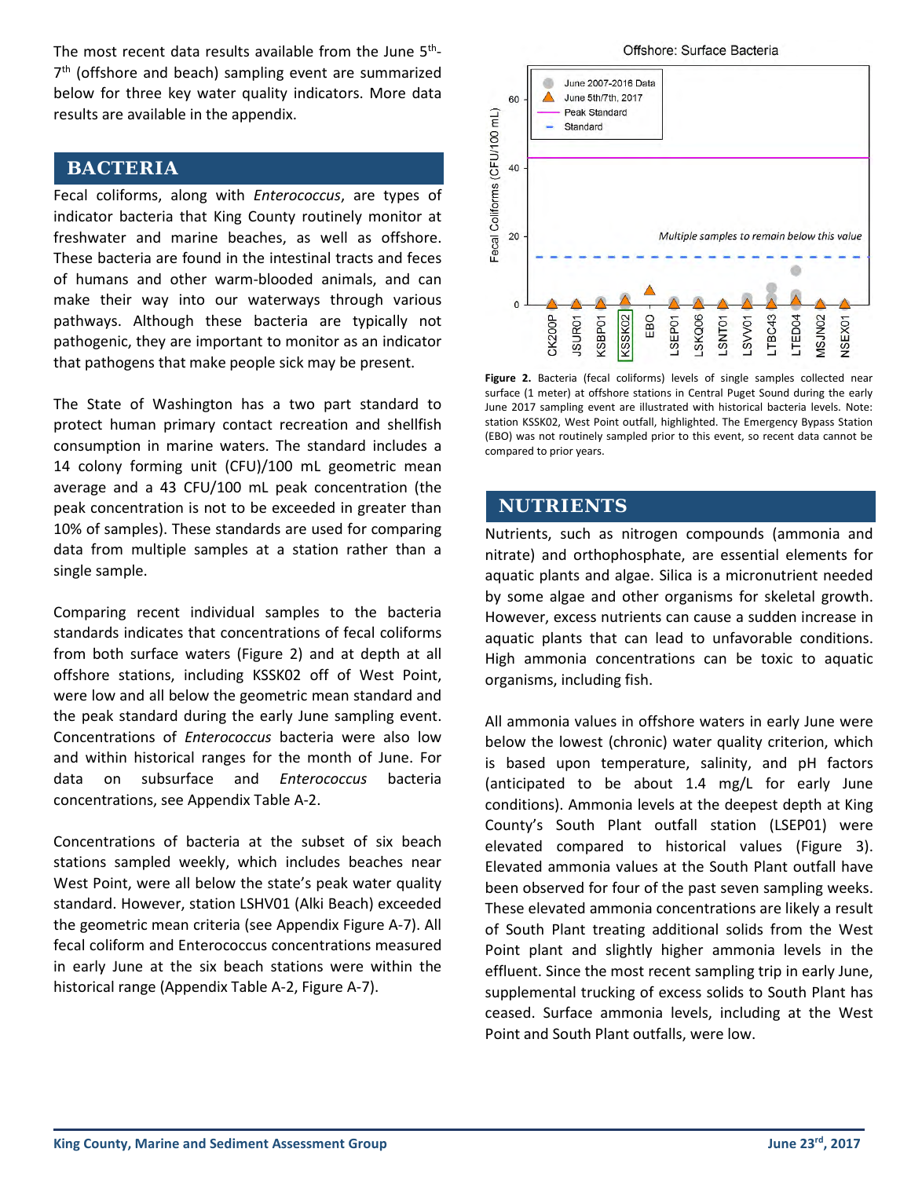The most recent data results available from the June 5th-7th (offshore and beach) sampling event are summarized below for three key water quality indicators. More data results are available in the appendix.

## BACTERIA

Fecal coliforms, along with *Enterococcus*, are types of indicator bacteria that King County routinely monitor at freshwater and marine beaches, as well as offshore. These bacteria are found in the intestinal tracts and feces of humans and other warm-blooded animals, and can make their way into our waterways through various pathways. Although these bacteria are typically not pathogenic, they are important to monitor as an indicator that pathogens that make people sick may be present.

The State of Washington has a two part standard to protect human primary contact recreation and shellfish consumption in marine waters. The standard includes a 14 colony forming unit (CFU)/100 mL geometric mean average and a 43 CFU/100 mL peak concentration (the peak concentration is not to be exceeded in greater than 10% of samples). These standards are used for comparing data from multiple samples at a station rather than a single sample.

Comparing recent individual samples to the bacteria standards indicates that concentrations of fecal coliforms from both surface waters (Figure 2) and at depth at all offshore stations, including KSSK02 off of West Point, were low and all below the geometric mean standard and the peak standard during the early June sampling event. Concentrations of *Enterococcus* bacteria were also low and within historical ranges for the month of June. For data on subsurface and *Enterococcus* bacteria concentrations, see Appendix Table A-2.

Concentrations of bacteria at the subset of six beach stations sampled weekly, which includes beaches near West Point, were all below the state's peak water quality standard. However, station LSHV01 (Alki Beach) exceeded the geometric mean criteria (see Appendix Figure A-7). All fecal coliform and Enterococcus concentrations measured in early June at the six beach stations were within the historical range (Appendix Table A-2, Figure A-7).

**Figure 2.** Bacteria (fecal coliforms) levels of single samples collected near surface (1 meter) at offshore stations in Central Puget Sound during the early June 2017 sampling event are illustrated with historical bacteria levels. Note: station KSSK02, West Point outfall, highlighted. The Emergency Bypass Station (EBO) was not routinely sampled prior to this event, so recent data cannot be compared to prior years.

## NUTRIENTS

Nutrients, such as nitrogen compounds (ammonia and nitrate) and orthophosphate, are essential elements for aquatic plants and algae. Silica is a micronutrient needed by some algae and other organisms for skeletal growth. However, excess nutrients can cause a sudden increase in aquatic plants that can lead to unfavorable conditions. High ammonia concentrations can be toxic to aquatic organisms, including fish.

All ammonia values in offshore waters in early June were below the lowest (chronic) water quality criterion, which is based upon temperature, salinity, and pH factors (anticipated to be about 1.4 mg/L for early June conditions). Ammonia levels at the deepest depth at King County's South Plant outfall station (LSEP01) were elevated compared to historical values (Figure 3). Elevated ammonia values at the South Plant outfall have been observed for four of the past seven sampling weeks. These elevated ammonia concentrations are likely a result of South Plant treating additional solids from the West Point plant and slightly higher ammonia levels in the effluent. Since the most recent sampling trip in early June, supplemental trucking of excess solids to South Plant has ceased. Surface ammonia levels, including at the West Point and South Plant outfalls, were low.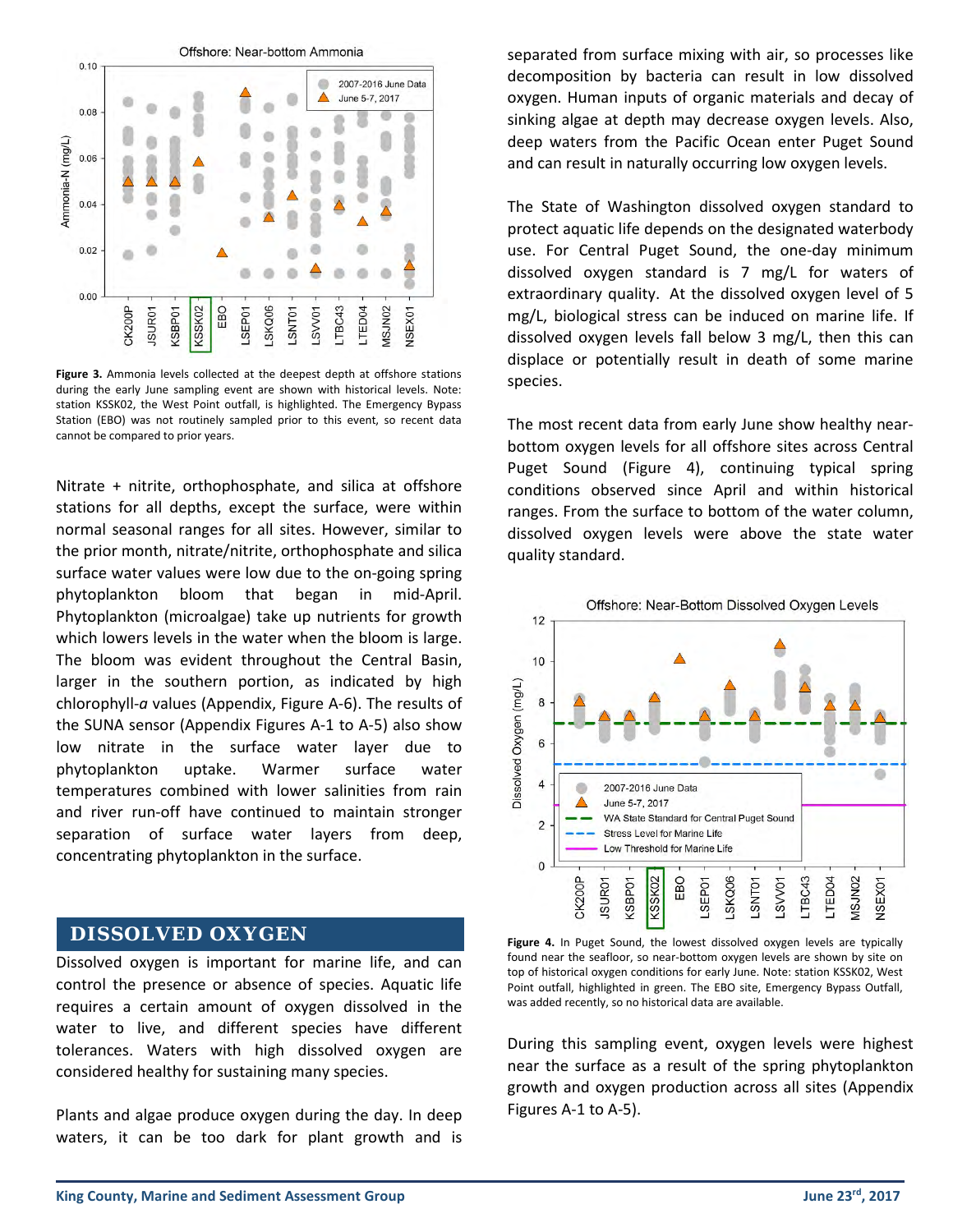**Figure 3.** Ammonia levels collected at the deepest depth at offshore stations during the early June sampling event are shown with historical levels. Note: station KSSK02, the West Point outfall, is highlighted. The Emergency Bypass Station (EBO) was not routinely sampled prior to this event, so recent data cannot be compared to prior years.

Nitrate + nitrite, orthophosphate, and silica at offshore stations for all depths, except the surface, were within normal seasonal ranges for all sites. However, similar to the prior month, nitrate/nitrite, orthophosphate and silica surface water values were low due to the on-going spring phytoplankton bloom that began in mid-April. Phytoplankton (microalgae) take up nutrients for growth which lowers levels in the water when the bloom is large. The bloom was evident throughout the Central Basin, larger in the southern portion, as indicated by high chlorophyll-*a* values (Appendix, Figure A-6). The results of the SUNA sensor (Appendix Figures A-1 to A-5) also show low nitrate in the surface water layer due to phytoplankton uptake. Warmer surface water temperatures combined with lower salinities from rain and river run-off have continued to maintain stronger separation of surface water layers from deep, concentrating phytoplankton in the surface.

## DISSOLVED OXYGEN

Dissolved oxygen is important for marine life, and can control the presence or absence of species. Aquatic life requires a certain amount of oxygen dissolved in the water to live, and different species have different tolerances. Waters with high dissolved oxygen are considered healthy for sustaining many species.

Plants and algae produce oxygen during the day. In deep waters, it can be too dark for plant growth and is separated from surface mixing with air, so processes like decomposition by bacteria can result in low dissolved oxygen. Human inputs of organic materials and decay of sinking algae at depth may decrease oxygen levels. Also, deep waters from the Pacific Ocean enter Puget Sound and can result in naturally occurring low oxygen levels.

The State of Washington dissolved oxygen standard to protect aquatic life depends on the designated waterbody use. For Central Puget Sound, the one-day minimum dissolved oxygen standard is 7 mg/L for waters of extraordinary quality. At the dissolved oxygen level of 5 mg/L, biological stress can be induced on marine life. If dissolved oxygen levels fall below 3 mg/L, then this can displace or potentially result in death of some marine species.

The most recent data from early June show healthy near-bottom oxygen levels for all offshore sites across Central Puget Sound (Figure 4), continuing typical spring conditions observed since April and within historical ranges. From the surface to bottom of the water column, dissolved oxygen levels were above the state water quality standard.

**Figure 4.** In Puget Sound, the lowest dissolved oxygen levels are typically found near the seafloor, so near-bottom oxygen levels are shown by site on top of historical oxygen conditions for early June. Note: station KSSK02, West Point outfall, highlighted in green. The EBO site, Emergency Bypass Outfall, was added recently, so no historical data are available.

During this sampling event, oxygen levels were highest near the surface as a result of the spring phytoplankton growth and oxygen production across all sites (Appendix Figures A-1 to A-5).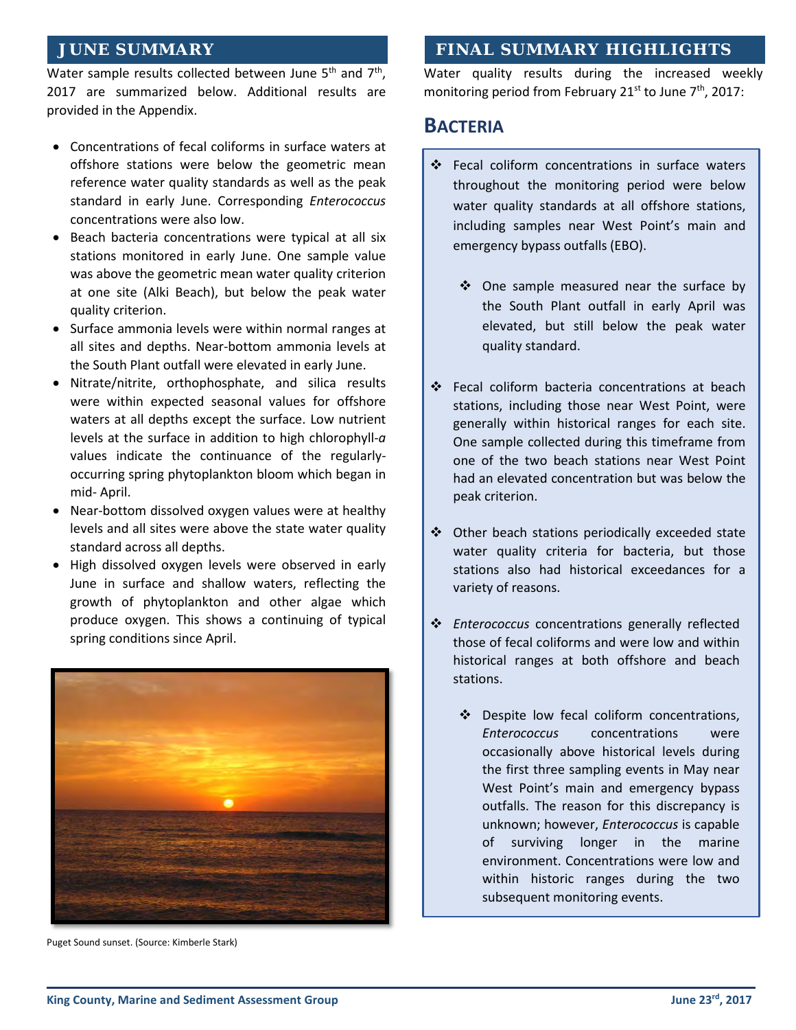## JUNE SUMMARY

Water sample results collected between June 5th and 7th, 2017 are summarized below. Additional results are provided in the Appendix.

- Concentrations of fecal coliforms in surface waters at offshore stations were below the geometric mean reference water quality standards as well as the peak standard in early June. Corresponding *Enterococcus* concentrations were also low.
- Beach bacteria concentrations were typical at all six stations monitored in early June. One sample value was above the geometric mean water quality criterion at one site (Alki Beach), but below the peak water quality criterion.
- Surface ammonia levels were within normal ranges at all sites and depths. Near-bottom ammonia levels at the South Plant outfall were elevated in early June.
- Nitrate/nitrite, orthophosphate, and silica results were within expected seasonal values for offshore waters at all depths except the surface. Low nutrient levels at the surface in addition to high chlorophyll-*a* values indicate the continuance of the regularly-occurring spring phytoplankton bloom which began in mid- April.
- Near-bottom dissolved oxygen values were at healthy levels and all sites were above the state water quality standard across all depths.
- High dissolved oxygen levels were observed in early June in surface and shallow waters, reflecting the growth of phytoplankton and other algae which produce oxygen. This shows a continuing of typical spring conditions since April.

Puget Sound sunset. (Source: Kimberle Stark)

## FINAL SUMMARY HIGHLIGHTS

Water quality results during the increased weekly monitoring period from February 21st to June 7th, 2017:

### BACTERIA

- Fecal coliform concentrations in surface waters throughout the monitoring period were below water quality standards at all offshore stations, including samples near West Point's main and emergency bypass outfalls (EBO).
  - One sample measured near the surface by the South Plant outfall in early April was elevated, but still below the peak water quality standard.
- Fecal coliform bacteria concentrations at beach stations, including those near West Point, were generally within historical ranges for each site. One sample collected during this timeframe from one of the two beach stations near West Point had an elevated concentration but was below the peak criterion.
- Other beach stations periodically exceeded state water quality criteria for bacteria, but those stations also had historical exceedances for a variety of reasons.
- *Enterococcus* concentrations generally reflected those of fecal coliforms and were low and within historical ranges at both offshore and beach stations.
  - Despite low fecal coliform concentrations, *Enterococcus* concentrations were occasionally above historical levels during the first three sampling events in May near West Point's main and emergency bypass outfalls. The reason for this discrepancy is unknown; however, *Enterococcus* is capable of surviving longer in the marine environment. Concentrations were low and within historic ranges during the two subsequent monitoring events.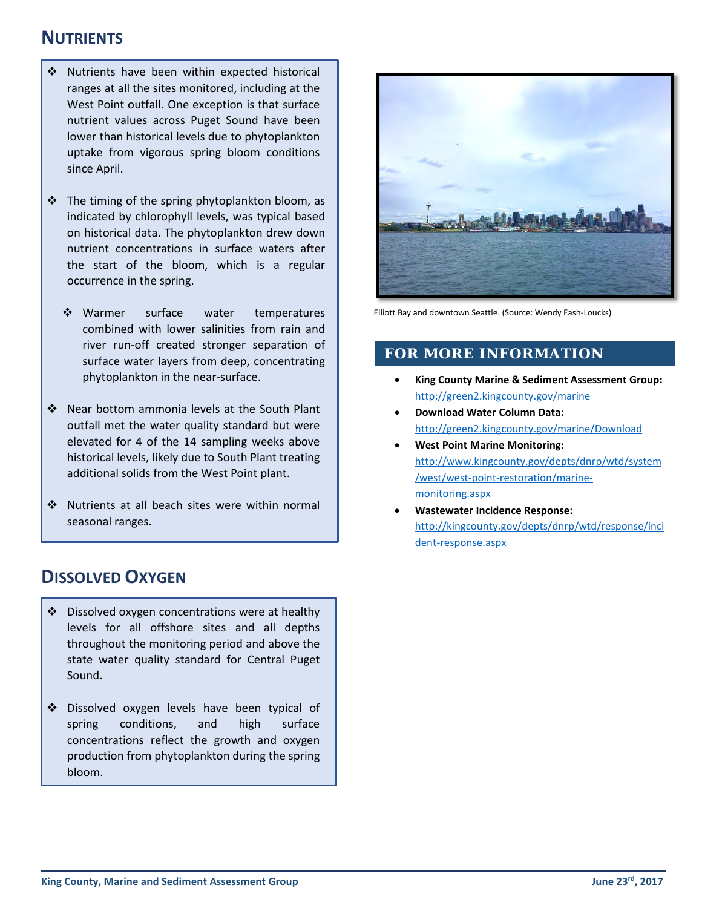## NUTRIENTS

- Nutrients have been within expected historical ranges at all the sites monitored, including at the West Point outfall. One exception is that surface nutrient values across Puget Sound have been lower than historical levels due to phytoplankton uptake from vigorous spring bloom conditions since April.

- The timing of the spring phytoplankton bloom, as indicated by chlorophyll levels, was typical based on historical data. The phytoplankton drew down nutrient concentrations in surface waters after the start of the bloom, which is a regular occurrence in the spring.

    - Warmer surface water temperatures combined with lower salinities from rain and river run-off created stronger separation of surface water layers from deep, concentrating phytoplankton in the near-surface.

- Near bottom ammonia levels at the South Plant outfall met the water quality standard but were elevated for 4 of the 14 sampling weeks above historical levels, likely due to South Plant treating additional solids from the West Point plant.

- Nutrients at all beach sites were within normal seasonal ranges.

## DISSOLVED OXYGEN

- Dissolved oxygen concentrations were at healthy levels for all offshore sites and all depths throughout the monitoring period and above the state water quality standard for Central Puget Sound.

- Dissolved oxygen levels have been typical of spring conditions, and high surface concentrations reflect the growth and oxygen production from phytoplankton during the spring bloom.

Elliott Bay and downtown Seattle. (Source: Wendy Eash-Loucks)

## FOR MORE INFORMATION

- **King County Marine & Sediment Assessment Group:** http://green2.kingcounty.gov/marine
- **Download Water Column Data:** http://green2.kingcounty.gov/marine/Download
- **West Point Marine Monitoring:** http://www.kingcounty.gov/depts/dnrp/wtd/system/west/west-point-restoration/marine-monitoring.aspx
- **Wastewater Incidence Response:** http://kingcounty.gov/depts/dnrp/wtd/response/incident-response.aspx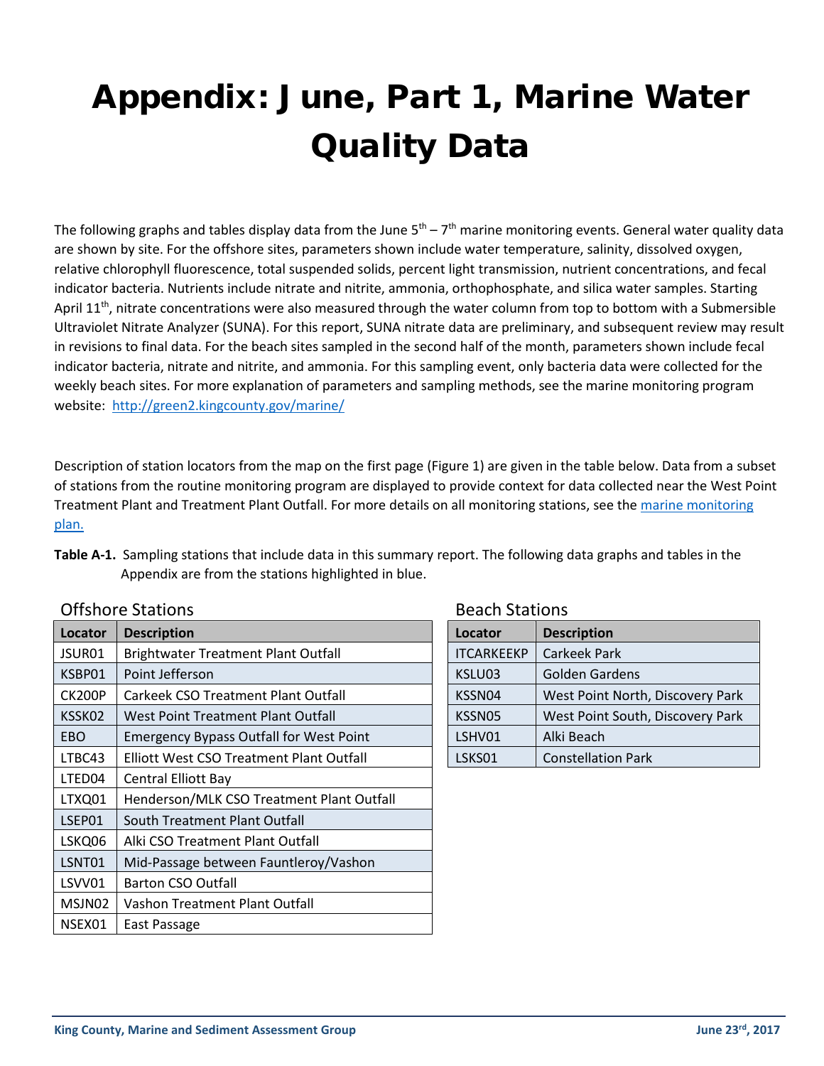# Appendix: June, Part 1, Marine Water Quality Data

The following graphs and tables display data from the June 5th – 7th marine monitoring events. General water quality data are shown by site. For the offshore sites, parameters shown include water temperature, salinity, dissolved oxygen, relative chlorophyll fluorescence, total suspended solids, percent light transmission, nutrient concentrations, and fecal indicator bacteria. Nutrients include nitrate and nitrite, ammonia, orthophosphate, and silica water samples. Starting April 11th, nitrate concentrations were also measured through the water column from top to bottom with a Submersible Ultraviolet Nitrate Analyzer (SUNA). For this report, SUNA nitrate data are preliminary, and subsequent review may result in revisions to final data. For the beach sites sampled in the second half of the month, parameters shown include fecal indicator bacteria, nitrate and nitrite, and ammonia. For this sampling event, only bacteria data were collected for the weekly beach sites. For more explanation of parameters and sampling methods, see the marine monitoring program website: [http://green2.kingcounty.gov/marine/](http://green2.kingcounty.gov/marine/)

Description of station locators from the map on the first page (Figure 1) are given in the table below. Data from a subset of stations from the routine monitoring program are displayed to provide context for data collected near the West Point Treatment Plant and Treatment Plant Outfall. For more details on all monitoring stations, see the marine monitoring plan.

**Table A-1.** Sampling stations that include data in this summary report. The following data graphs and tables in the Appendix are from the stations highlighted in blue.

### Offshore Stations

| Locator | Description |
|---|---|
| JSUR01 | Brightwater Treatment Plant Outfall |
| KSBP01 | Point Jefferson |
| CK200P | Carkeek CSO Treatment Plant Outfall |
| KSSK02 | West Point Treatment Plant Outfall |
| EBO | Emergency Bypass Outfall for West Point |
| LTBC43 | Elliott West CSO Treatment Plant Outfall |
| LTED04 | Central Elliott Bay |
| LTXQ01 | Henderson/MLK CSO Treatment Plant Outfall |
| LSEP01 | South Treatment Plant Outfall |
| LSKQ06 | Alki CSO Treatment Plant Outfall |
| LSNT01 | Mid-Passage between Fauntleroy/Vashon |
| LSVV01 | Barton CSO Outfall |
| MSJN02 | Vashon Treatment Plant Outfall |
| NSEX01 | East Passage |

### Beach Stations

| Locator | Description |
|---|---|
| ITCARKEEKP | Carkeek Park |
| KSLU03 | Golden Gardens |
| KSSN04 | West Point North, Discovery Park |
| KSSN05 | West Point South, Discovery Park |
| LSHV01 | Alki Beach |
| LSKS01 | Constellation Park |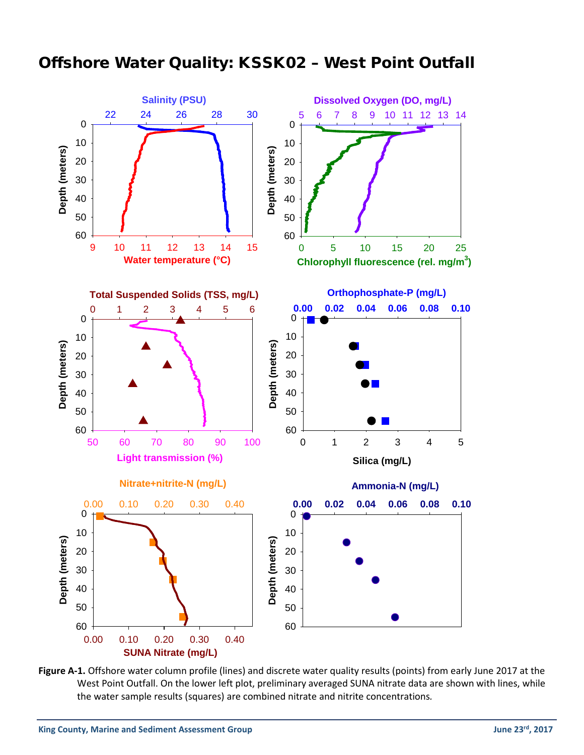# Offshore Water Quality: KSSK02 – West Point Outfall

**Figure A-1.** Offshore water column profile (lines) and discrete water quality results (points) from early June 2017 at the West Point Outfall. On the lower left plot, preliminary averaged SUNA nitrate data are shown with lines, while the water sample results (squares) are combined nitrate and nitrite concentrations.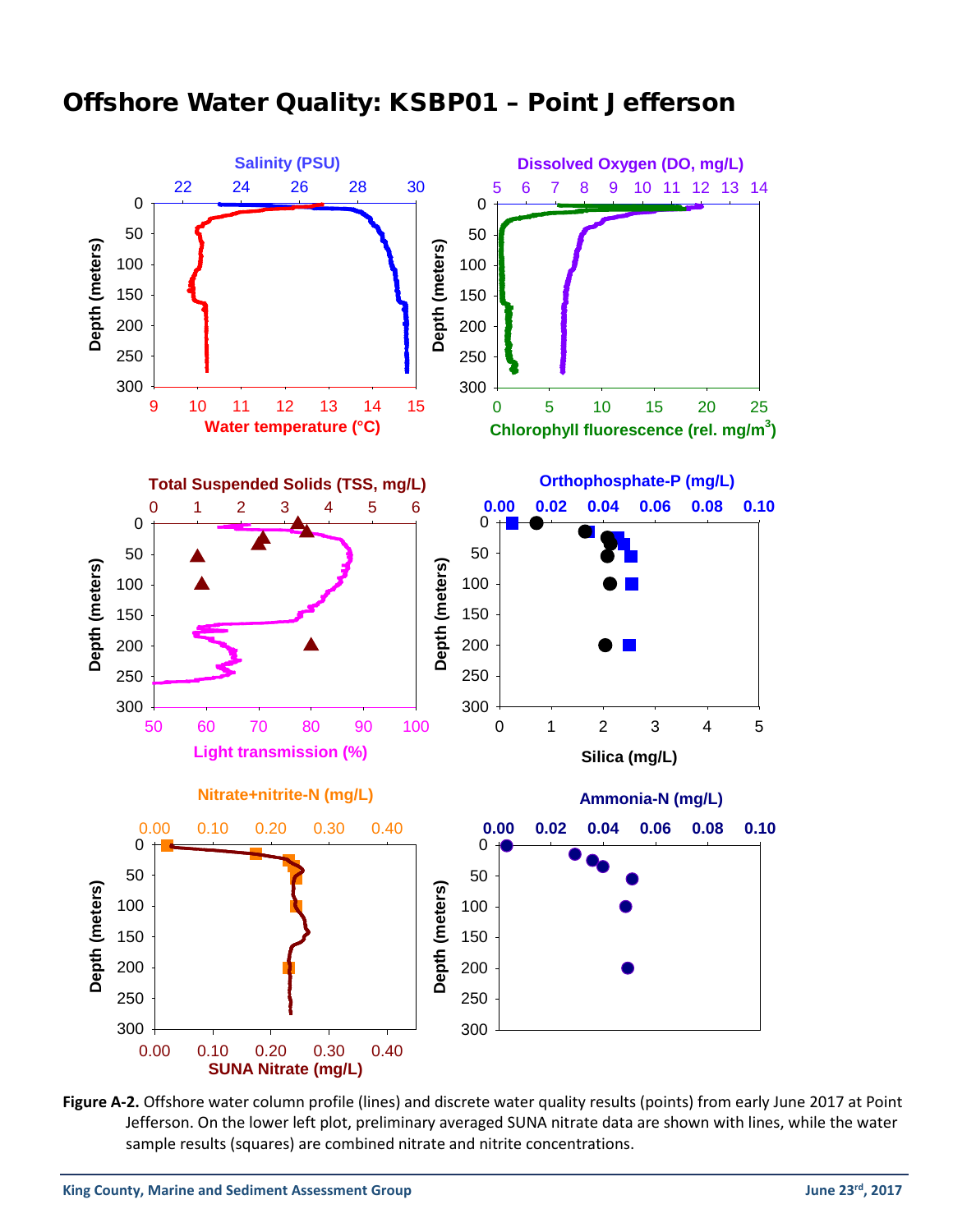# Offshore Water Quality: KSBP01 – Point Jefferson

**Figure A-2.** Offshore water column profile (lines) and discrete water quality results (points) from early June 2017 at Point Jefferson. On the lower left plot, preliminary averaged SUNA nitrate data are shown with lines, while the water sample results (squares) are combined nitrate and nitrite concentrations.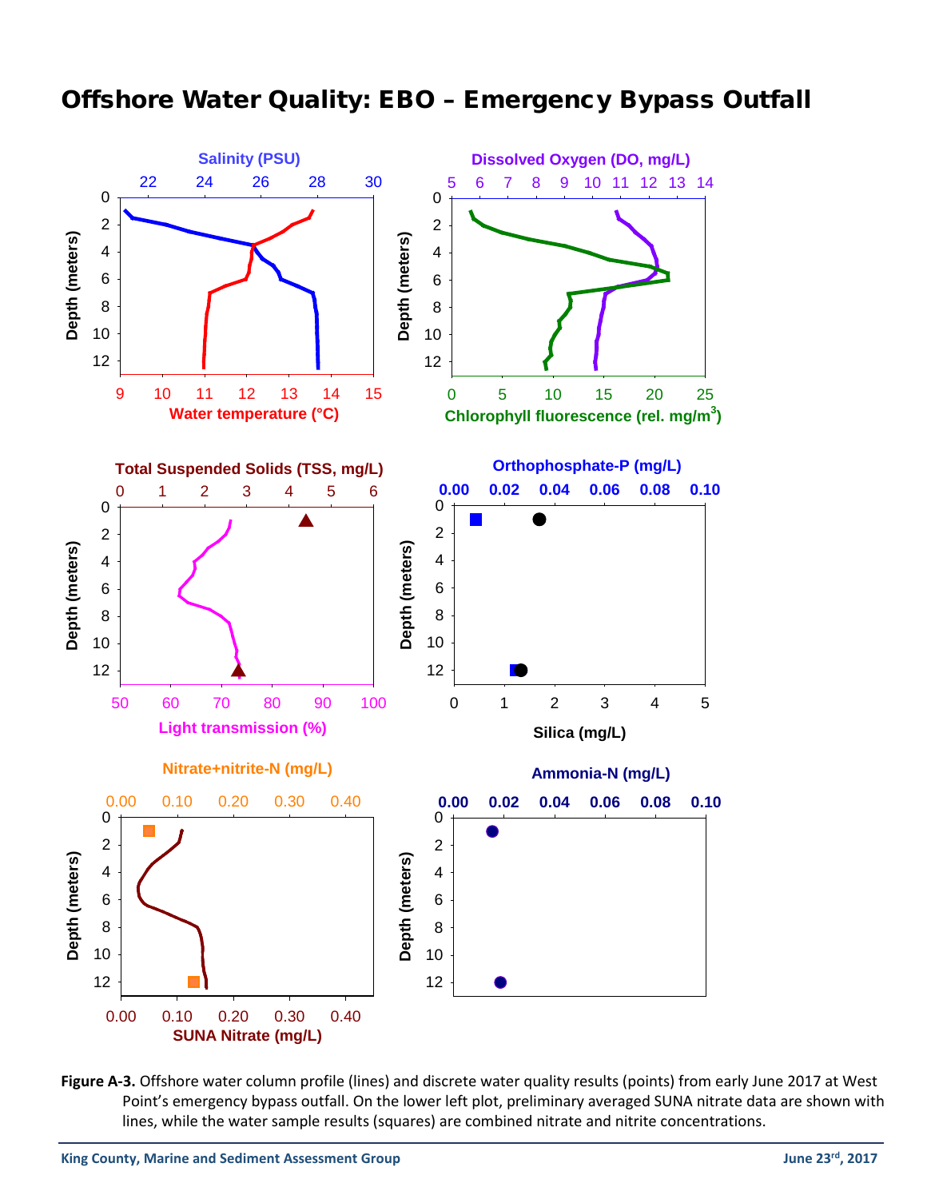# Offshore Water Quality: EBO – Emergency Bypass Outfall

**Figure A-3.** Offshore water column profile (lines) and discrete water quality results (points) from early June 2017 at West Point's emergency bypass outfall. On the lower left plot, preliminary averaged SUNA nitrate data are shown with lines, while the water sample results (squares) are combined nitrate and nitrite concentrations.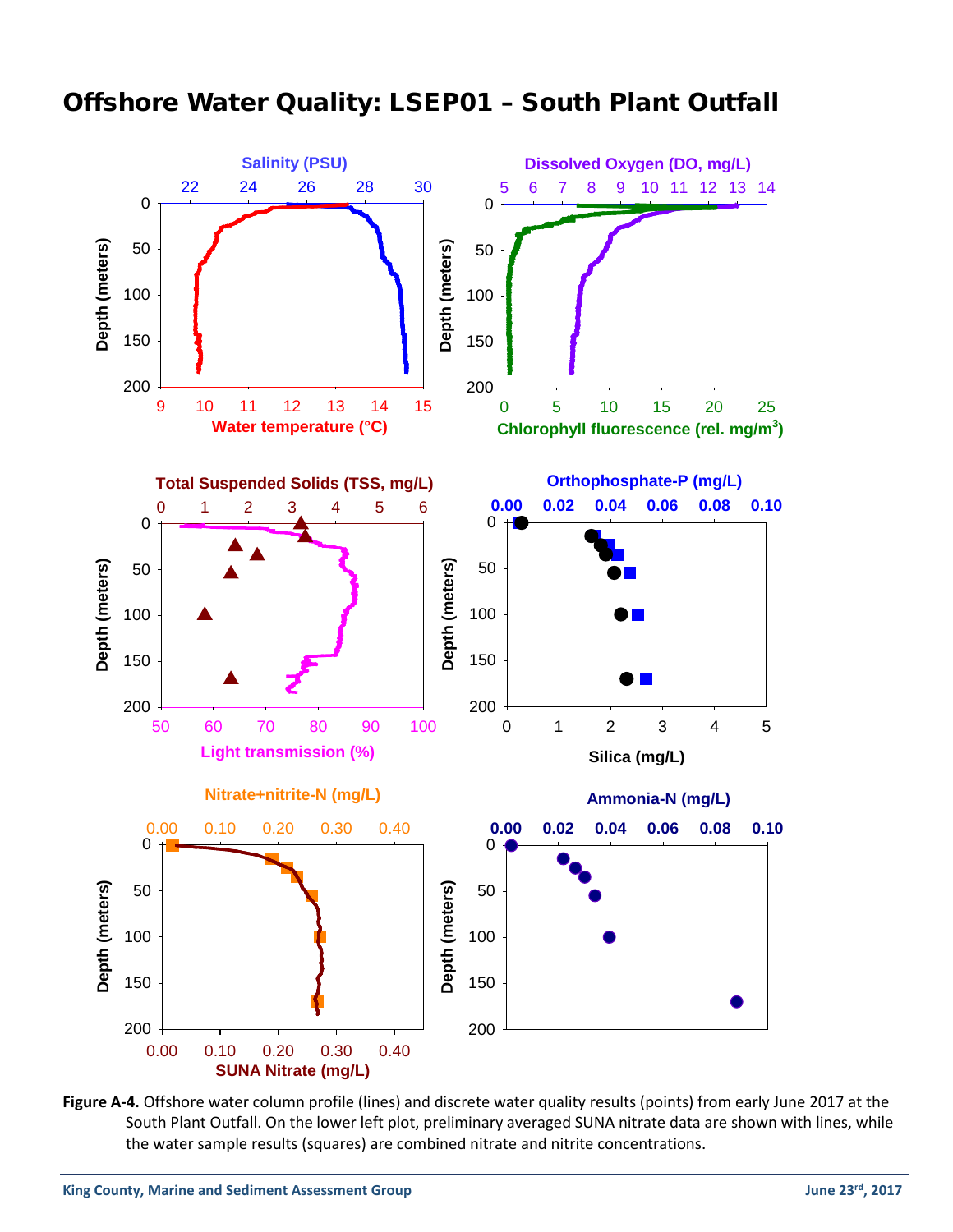# Offshore Water Quality: LSEP01 – South Plant Outfall

**Figure A-4.** Offshore water column profile (lines) and discrete water quality results (points) from early June 2017 at the South Plant Outfall. On the lower left plot, preliminary averaged SUNA nitrate data are shown with lines, while the water sample results (squares) are combined nitrate and nitrite concentrations.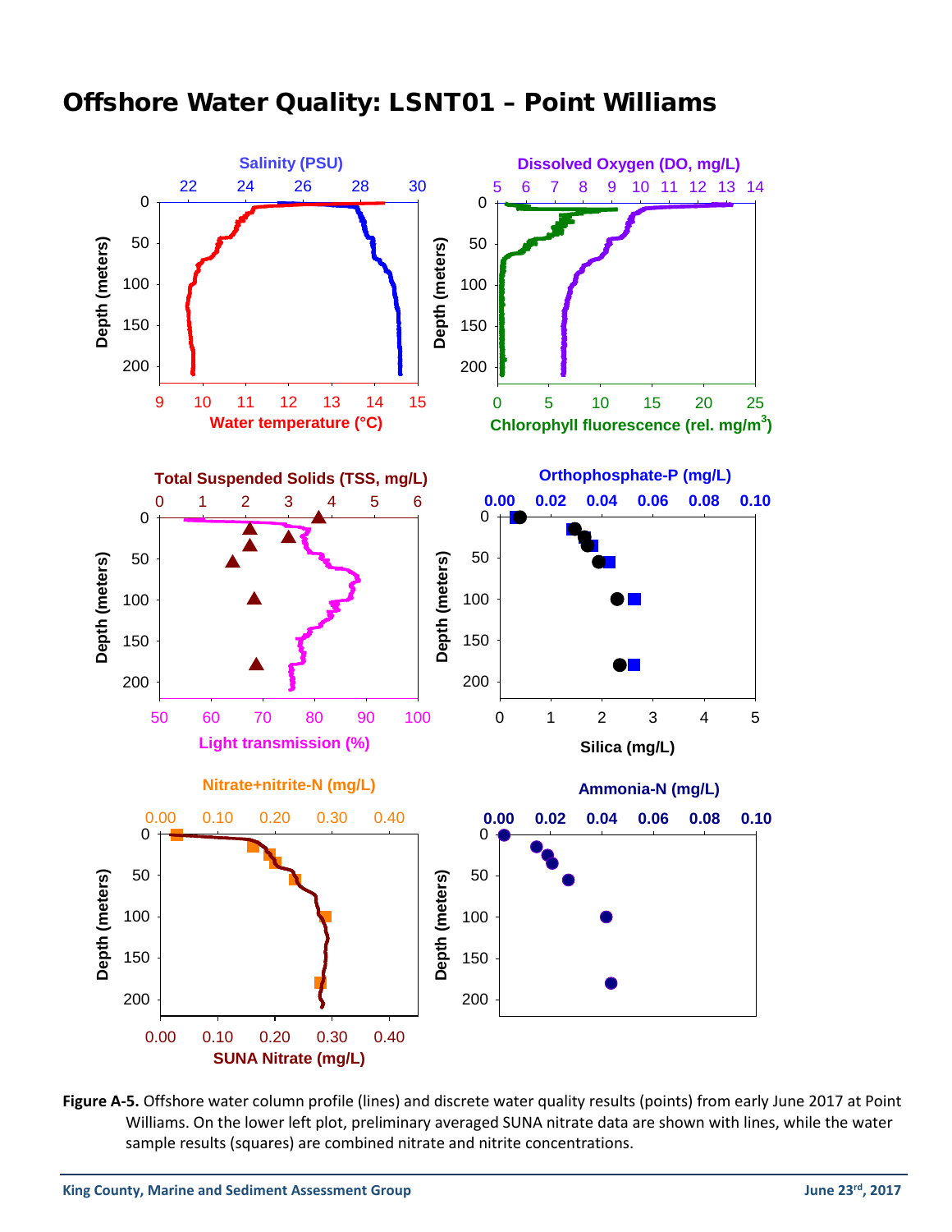# Offshore Water Quality: LSNT01 – Point Williams

**Figure A-5.** Offshore water column profile (lines) and discrete water quality results (points) from early June 2017 at Point Williams. On the lower left plot, preliminary averaged SUNA nitrate data are shown with lines, while the water sample results (squares) are combined nitrate and nitrite concentrations.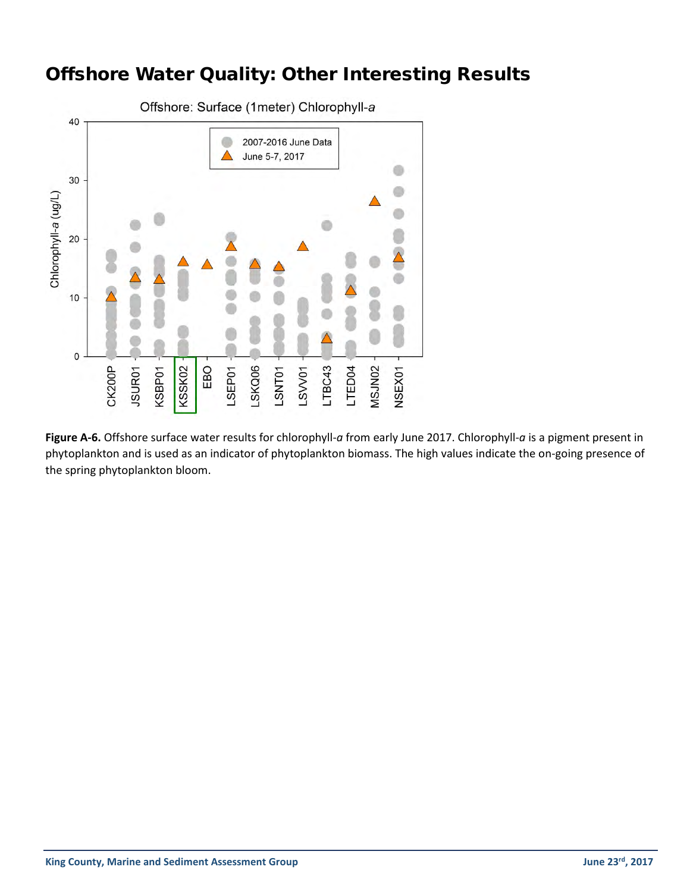# Offshore Water Quality: Other Interesting Results

**Figure A-6.** Offshore surface water results for chlorophyll-*a* from early June 2017. Chlorophyll-*a* is a pigment present in phytoplankton and is used as an indicator of phytoplankton biomass. The high values indicate the on-going presence of the spring phytoplankton bloom.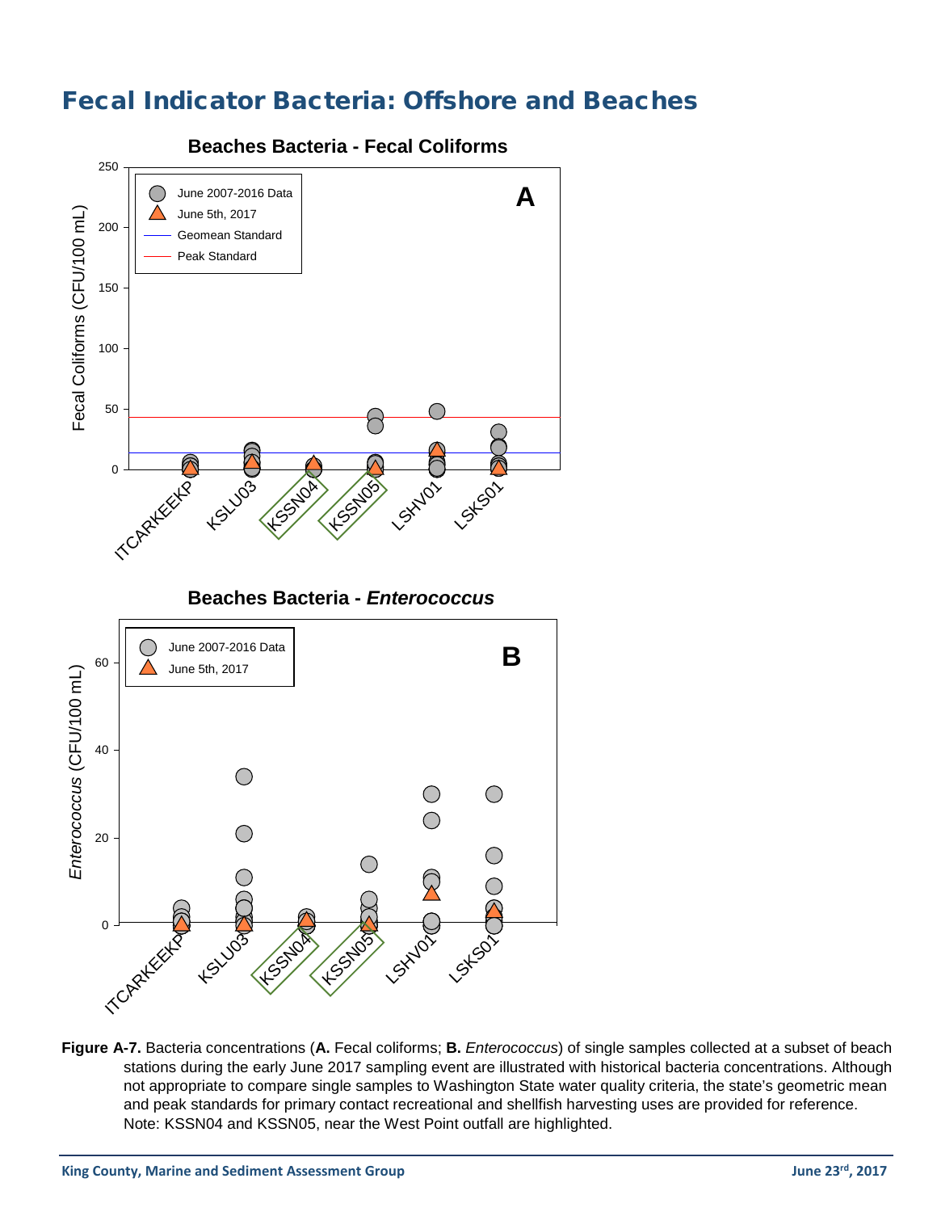# Fecal Indicator Bacteria: Offshore and Beaches

**Figure A-7.** Bacteria concentrations (**A.** Fecal coliforms; **B.** *Enterococcus*) of single samples collected at a subset of beach stations during the early June 2017 sampling event are illustrated with historical bacteria concentrations. Although not appropriate to compare single samples to Washington State water quality criteria, the state's geometric mean and peak standards for primary contact recreational and shellfish harvesting uses are provided for reference. Note: KSSN04 and KSSN05, near the West Point outfall are highlighted.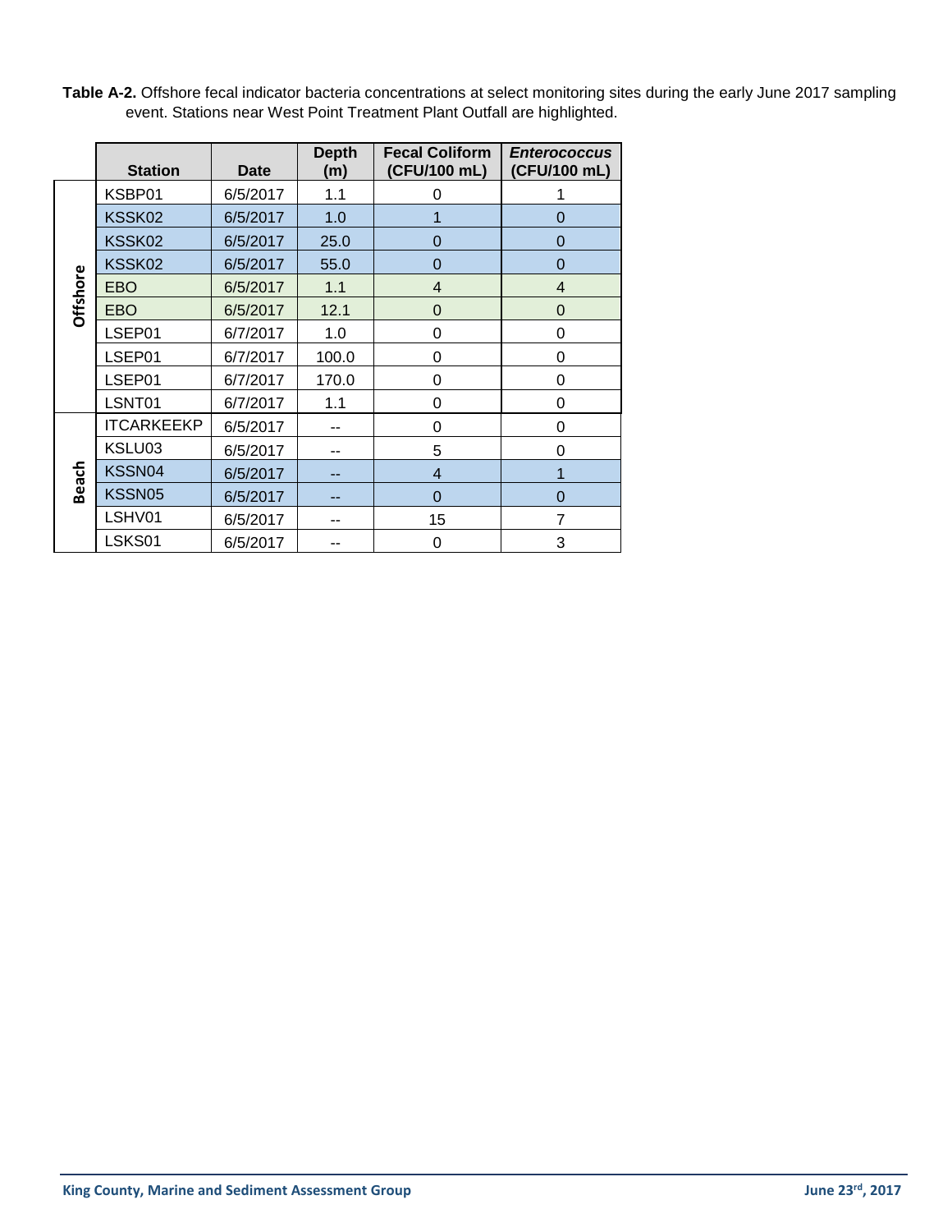**Table A-2.** Offshore fecal indicator bacteria concentrations at select monitoring sites during the early June 2017 sampling event. Stations near West Point Treatment Plant Outfall are highlighted.

| | Station | Date | Depth (m) | Fecal Coliform (CFU/100 mL) | *Enterococcus* (CFU/100 mL) |
|---|---|---|---|---|---|
| Offshore | KSBP01 | 6/5/2017 | 1.1 | 0 | 1 |
| | KSSK02 | 6/5/2017 | 1.0 | 1 | 0 |
| | KSSK02 | 6/5/2017 | 25.0 | 0 | 0 |
| | KSSK02 | 6/5/2017 | 55.0 | 0 | 0 |
| | EBO | 6/5/2017 | 1.1 | 4 | 4 |
| | EBO | 6/5/2017 | 12.1 | 0 | 0 |
| | LSEP01 | 6/7/2017 | 1.0 | 0 | 0 |
| | LSEP01 | 6/7/2017 | 100.0 | 0 | 0 |
| | LSEP01 | 6/7/2017 | 170.0 | 0 | 0 |
| | LSNT01 | 6/7/2017 | 1.1 | 0 | 0 |
| Beach | ITCARKEEKP | 6/5/2017 | -- | 0 | 0 |
| | KSLU03 | 6/5/2017 | -- | 5 | 0 |
| | KSSN04 | 6/5/2017 | -- | 4 | 1 |
| | KSSN05 | 6/5/2017 | -- | 0 | 0 |
| | LSHV01 | 6/5/2017 | -- | 15 | 7 |
| | LSKS01 | 6/5/2017 | -- | 0 | 3 |